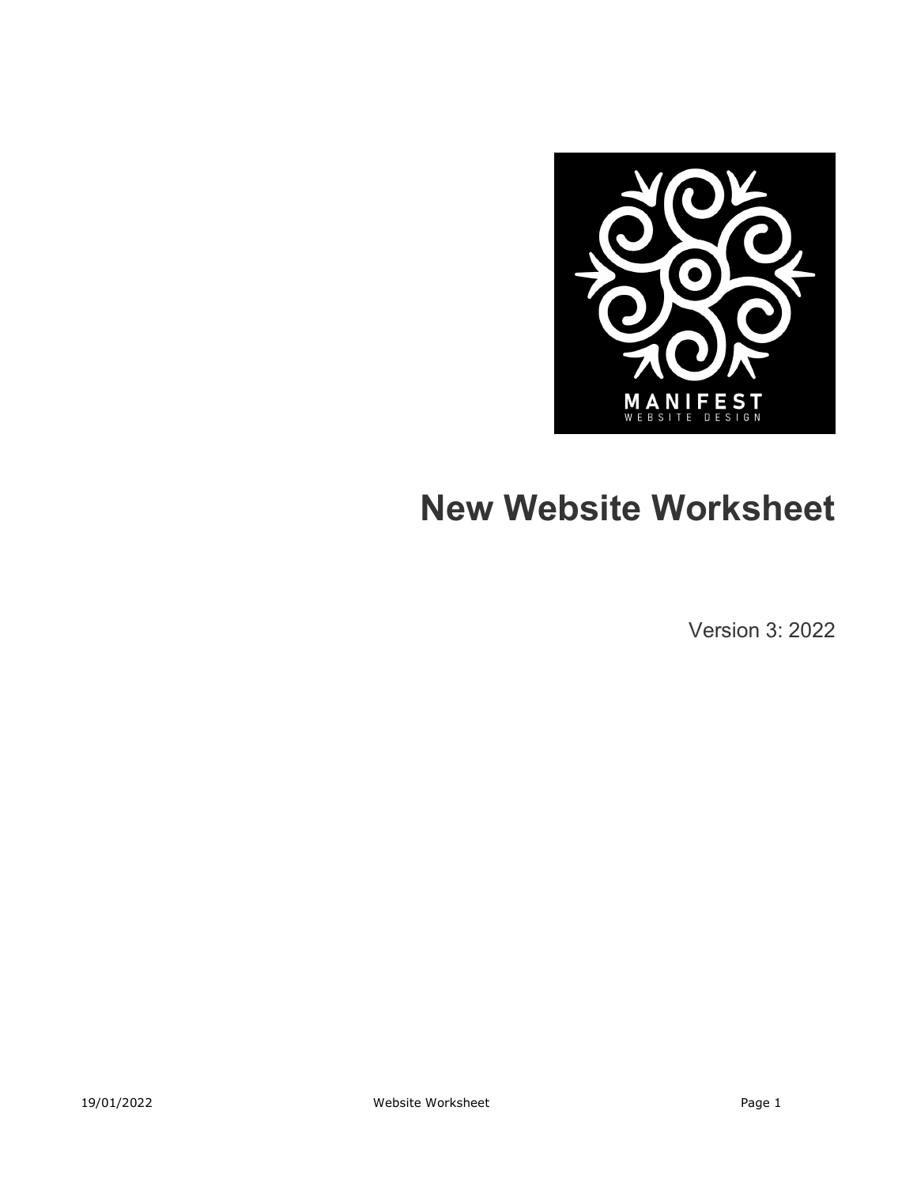# New Website Workshet

Version 3: 2022

# New Website Worksheet

Version 3: 2022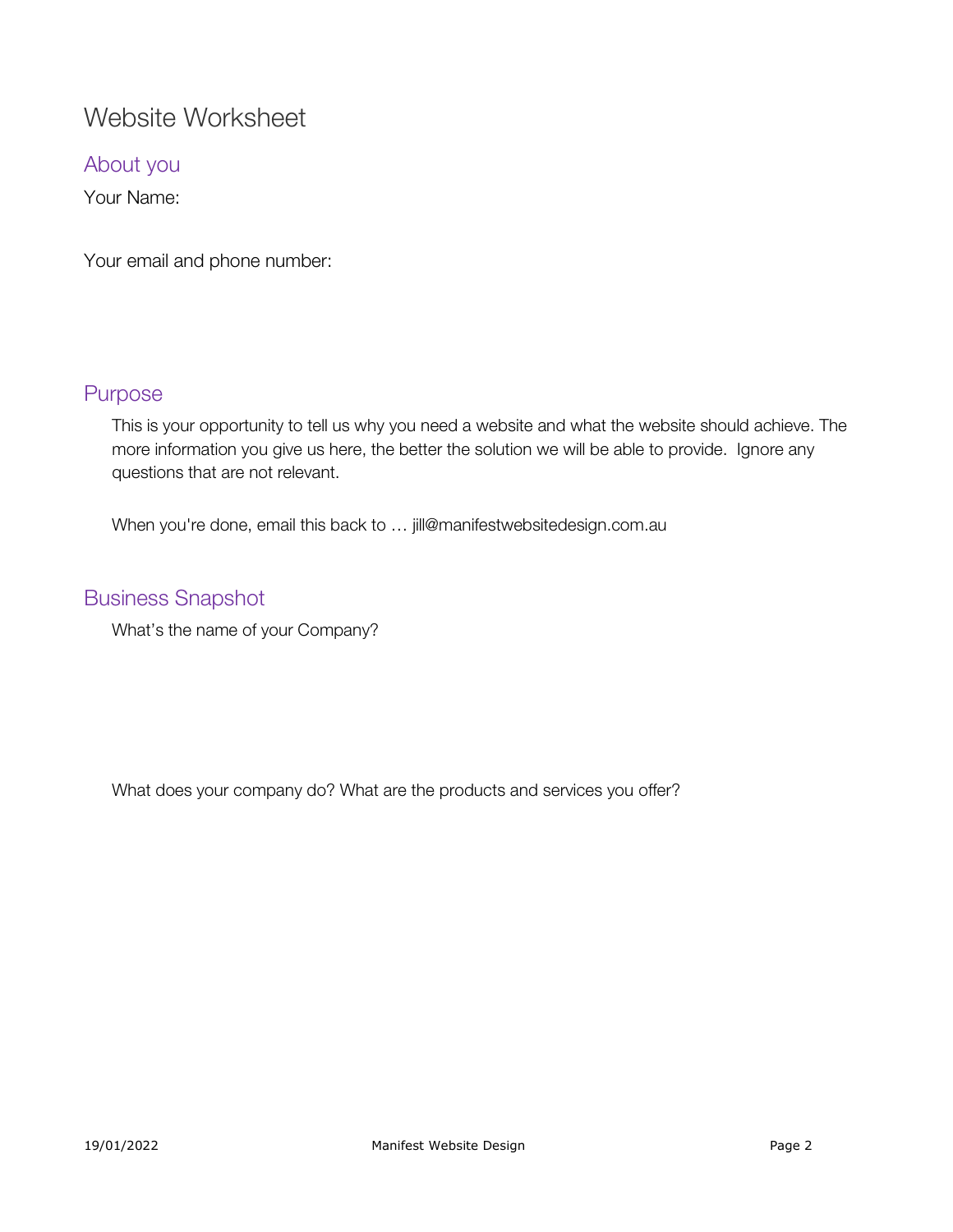# Website Worksheet

## About you

Your Name:

Your email and phone number:

## Purpose

This is your opportunity to tell us why you need a website and what the website should achieve. The more information you give us here, the better the solution we will be able to provide. Ignore any questions that are not relevant.

When you're done, email this back to … jill@manifestwebsitedesign.com.au

## Business Snapshot

What's the name of your Company?

What does your company do? What are the products and services you offer?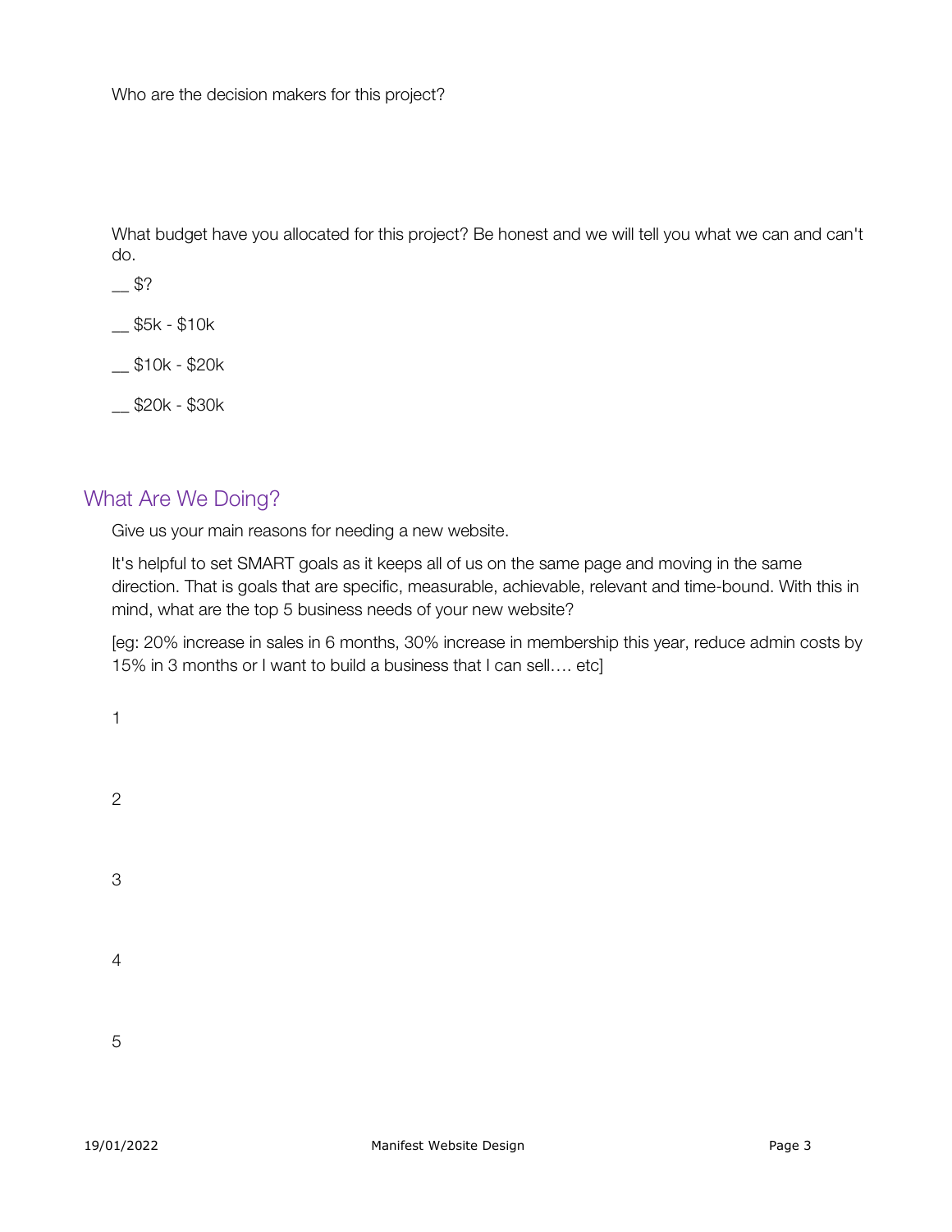Who are the decision makers for this project?

What budget have you allocated for this project? Be honest and we will tell you what we can and can't do.

__ $?

__ $5k - $10k

__ $10k - $20k

__ $20k - $30k

## What Are We Doing?

Give us your main reasons for needing a new website.

It's helpful to set SMART goals as it keeps all of us on the same page and moving in the same direction. That is goals that are specific, measurable, achievable, relevant and time-bound. With this in mind, what are the top 5 business needs of your new website?

[eg: 20% increase in sales in 6 months, 30% increase in membership this year, reduce admin costs by 15% in 3 months or I want to build a business that I can sell…. etc]

1

2

3

4

5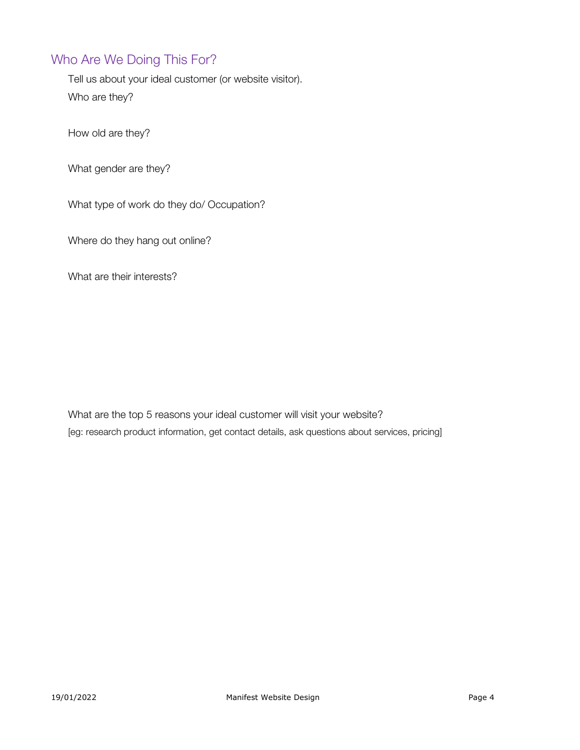## Who Are We Doing This For?

Tell us about your ideal customer (or website visitor).

Who are they?

How old are they?

What gender are they?

What type of work do they do/ Occupation?

Where do they hang out online?

What are their interests?

What are the top 5 reasons your ideal customer will visit your website?

[eg: research product information, get contact details, ask questions about services, pricing]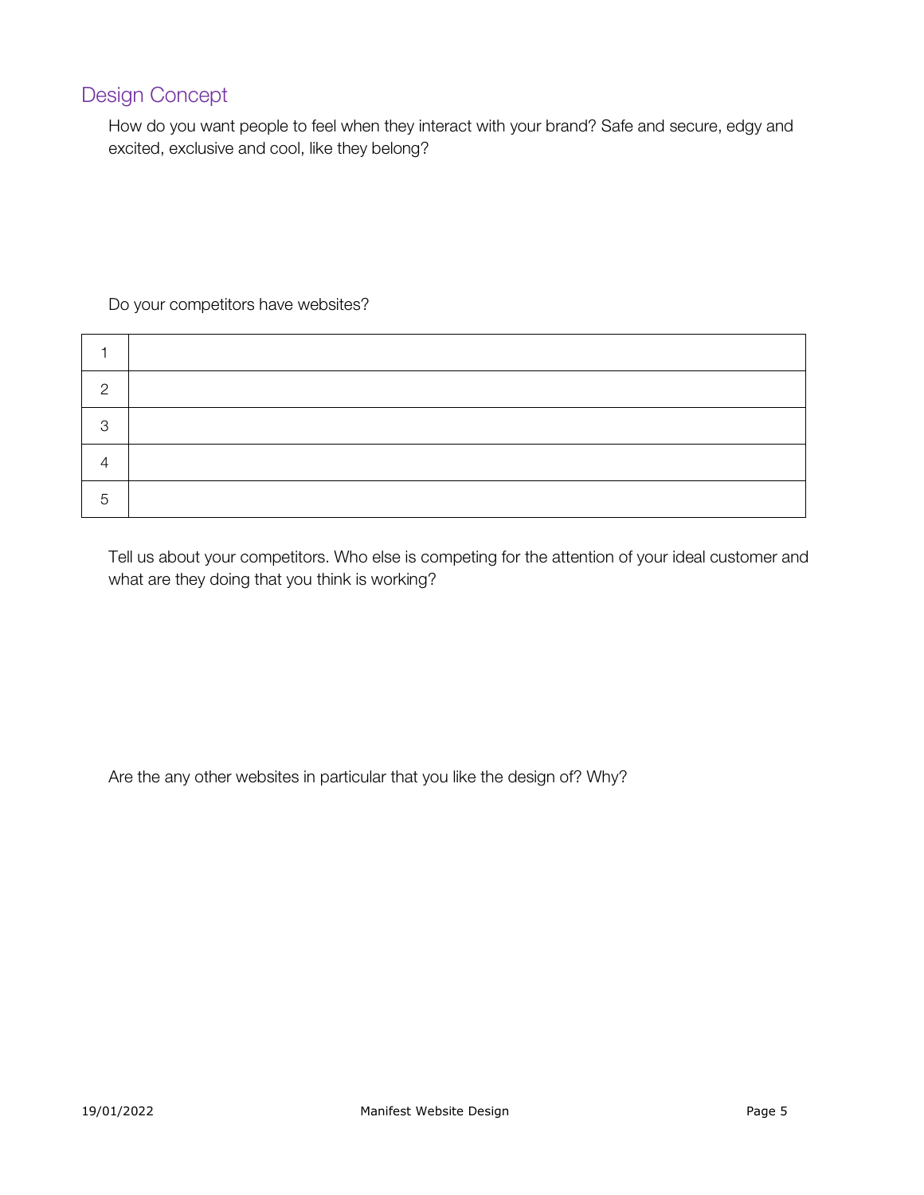## Design Concept

How do you want people to feel when they interact with your brand? Safe and secure, edgy and excited, exclusive and cool, like they belong?

Do your competitors have websites?

| | |
|---|---|
| 1 | |
| 2 | |
| 3 | |
| 4 | |
| 5 | |

Tell us about your competitors. Who else is competing for the attention of your ideal customer and what are they doing that you think is working?

Are the any other websites in particular that you like the design of? Why?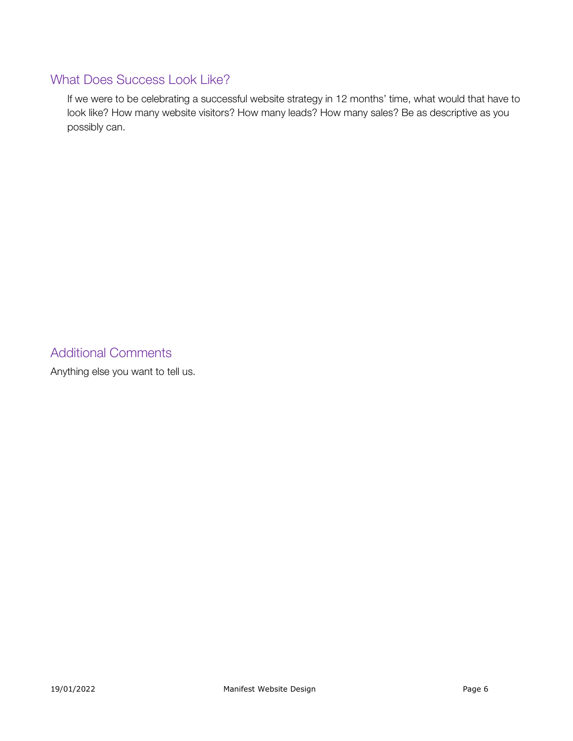## What Does Success Look Like?

If we were to be celebrating a successful website strategy in 12 months' time, what would that have to look like? How many website visitors? How many leads? How many sales? Be as descriptive as you possibly can.

## Additional Comments

Anything else you want to tell us.